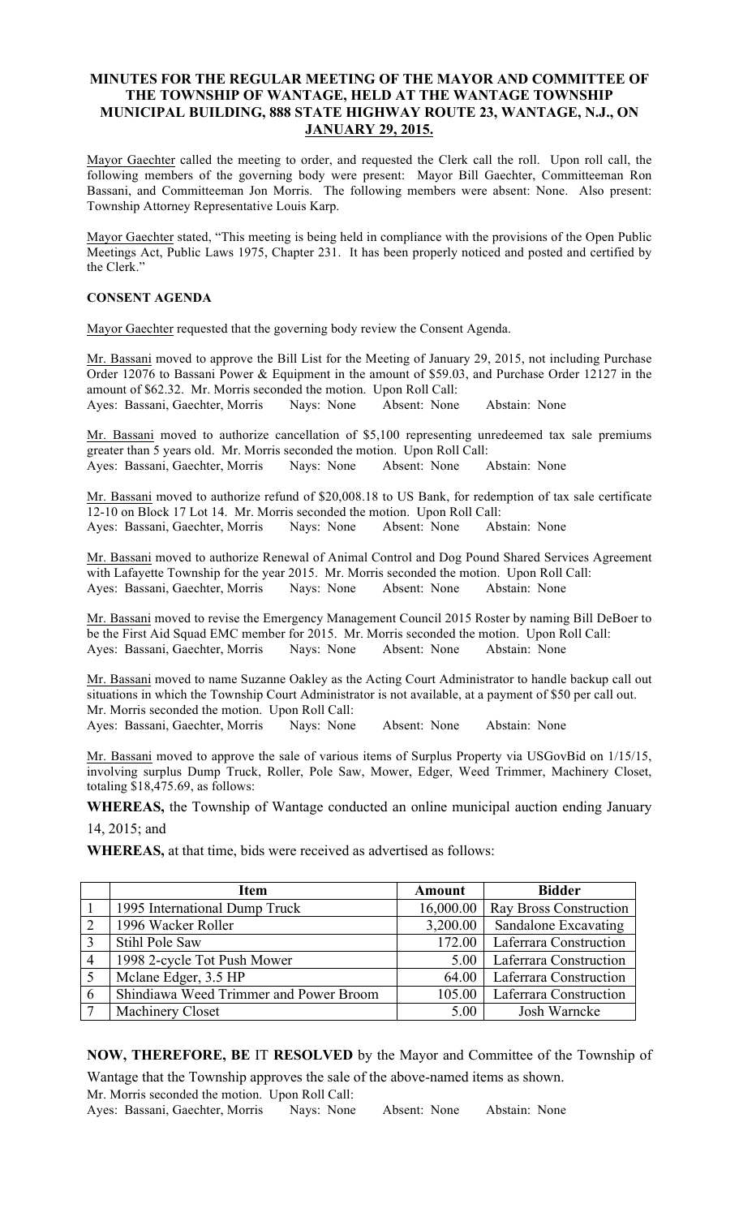**MINUTES FOR THE REGULAR MEETING OF THE MAYOR AND COMMITTEE OF THE TOWNSHIP OF WANTAGE, HELD AT THE WANTAGE TOWNSHIP MUNICIPAL BUILDING, 888 STATE HIGHWAY ROUTE 23, WANTAGE, N.J., ON JANUARY 29, 2015.**

Mayor Gaechter called the meeting to order, and requested the Clerk call the roll. Upon roll call, the following members of the governing body were present: Mayor Bill Gaechter, Committeeman Ron Bassani, and Committeeman Jon Morris. The following members were absent: None. Also present: Township Attorney Representative Louis Karp.

Mayor Gaechter stated, "This meeting is being held in compliance with the provisions of the Open Public Meetings Act, Public Laws 1975, Chapter 231. It has been properly noticed and posted and certified by the Clerk."

**CONSENT AGENDA**

Mayor Gaechter requested that the governing body review the Consent Agenda.

Mr. Bassani moved to approve the Bill List for the Meeting of January 29, 2015, not including Purchase Order 12076 to Bassani Power & Equipment in the amount of $59.03, and Purchase Order 12127 in the amount of $62.32. Mr. Morris seconded the motion. Upon Roll Call:
Ayes: Bassani, Gaechter, Morris Nays: None Absent: None Abstain: None

Mr. Bassani moved to authorize cancellation of $5,100 representing unredeemed tax sale premiums greater than 5 years old. Mr. Morris seconded the motion. Upon Roll Call:
Ayes: Bassani, Gaechter, Morris Nays: None Absent: None Abstain: None

Mr. Bassani moved to authorize refund of $20,008.18 to US Bank, for redemption of tax sale certificate 12-10 on Block 17 Lot 14. Mr. Morris seconded the motion. Upon Roll Call:
Ayes: Bassani, Gaechter, Morris Nays: None Absent: None Abstain: None

Mr. Bassani moved to authorize Renewal of Animal Control and Dog Pound Shared Services Agreement with Lafayette Township for the year 2015. Mr. Morris seconded the motion. Upon Roll Call:
Ayes: Bassani, Gaechter, Morris Nays: None Absent: None Abstain: None

Mr. Bassani moved to revise the Emergency Management Council 2015 Roster by naming Bill DeBoer to be the First Aid Squad EMC member for 2015. Mr. Morris seconded the motion. Upon Roll Call:
Ayes: Bassani, Gaechter, Morris Nays: None Absent: None Abstain: None

Mr. Bassani moved to name Suzanne Oakley as the Acting Court Administrator to handle backup call out situations in which the Township Court Administrator is not available, at a payment of $50 per call out. Mr. Morris seconded the motion. Upon Roll Call:
Ayes: Bassani, Gaechter, Morris Nays: None Absent: None Abstain: None

Mr. Bassani moved to approve the sale of various items of Surplus Property via USGovBid on 1/15/15, involving surplus Dump Truck, Roller, Pole Saw, Mower, Edger, Weed Trimmer, Machinery Closet, totaling $18,475.69, as follows:

**WHEREAS,** the Township of Wantage conducted an online municipal auction ending January 14, 2015; and

**WHEREAS,** at that time, bids were received as advertised as follows:

| | Item | Amount | Bidder |
|---|---|---|---|
| 1 | 1995 International Dump Truck | 16,000.00 | Ray Bross Construction |
| 2 | 1996 Wacker Roller | 3,200.00 | Sandalone Excavating |
| 3 | Stihl Pole Saw | 172.00 | Laferrara Construction |
| 4 | 1998 2-cycle Tot Push Mower | 5.00 | Laferrara Construction |
| 5 | Mclane Edger, 3.5 HP | 64.00 | Laferrara Construction |
| 6 | Shindiawa Weed Trimmer and Power Broom | 105.00 | Laferrara Construction |
| 7 | Machinery Closet | 5.00 | Josh Warncke |

**NOW, THEREFORE, BE** IT **RESOLVED** by the Mayor and Committee of the Township of Wantage that the Township approves the sale of the above-named items as shown.
Mr. Morris seconded the motion. Upon Roll Call:
Ayes: Bassani, Gaechter, Morris Nays: None Absent: None Abstain: None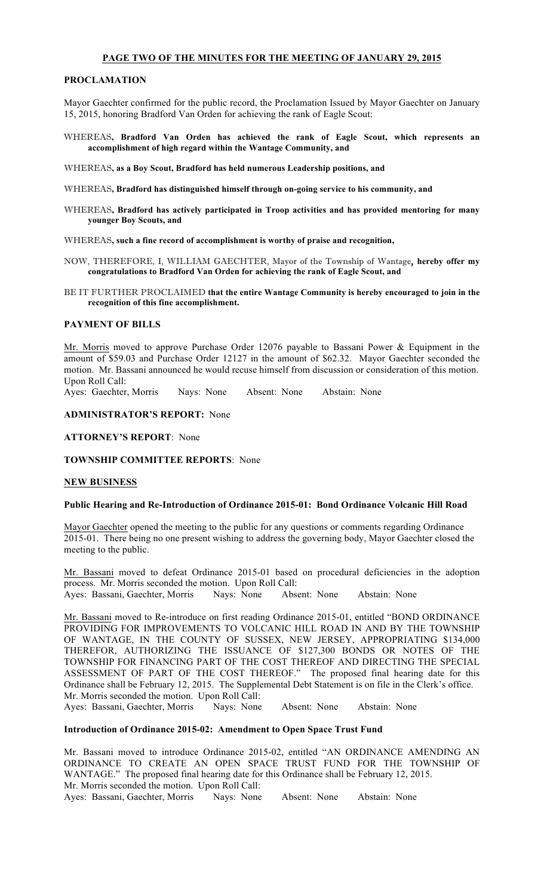**PAGE TWO OF THE MINUTES FOR THE MEETING OF JANUARY 29, 2015**

## PROCLAMATION

Mayor Gaechter confirmed for the public record, the Proclamation Issued by Mayor Gaechter on January 15, 2015, honoring Bradford Van Orden for achieving the rank of Eagle Scout:

WHEREAS, **Bradford Van Orden has achieved the rank of Eagle Scout, which represents an accomplishment of high regard within the Wantage Community, and**

WHEREAS, **as a Boy Scout, Bradford has held numerous Leadership positions, and**

WHEREAS, **Bradford has distinguished himself through on-going service to his community, and**

WHEREAS, **Bradford has actively participated in Troop activities and has provided mentoring for many younger Boy Scouts, and**

WHEREAS, **such a fine record of accomplishment is worthy of praise and recognition,**

NOW, THEREFORE, I, WILLIAM GAECHTER, Mayor of the Township of Wantage, **hereby offer my congratulations to Bradford Van Orden for achieving the rank of Eagle Scout, and**

BE IT FURTHER PROCLAIMED **that the entire Wantage Community is hereby encouraged to join in the recognition of this fine accomplishment.**

## PAYMENT OF BILLS

Mr. Morris moved to approve Purchase Order 12076 payable to Bassani Power & Equipment in the amount of $59.03 and Purchase Order 12127 in the amount of $62.32. Mayor Gaechter seconded the motion. Mr. Bassani announced he would recuse himself from discussion or consideration of this motion. Upon Roll Call:
Ayes: Gaechter, Morris Nays: None Absent: None Abstain: None

**ADMINISTRATOR'S REPORT:** None

**ATTORNEY'S REPORT**: None

**TOWNSHIP COMMITTEE REPORTS**: None

## NEW BUSINESS

### Public Hearing and Re-Introduction of Ordinance 2015-01: Bond Ordinance Volcanic Hill Road

Mayor Gaechter opened the meeting to the public for any questions or comments regarding Ordinance 2015-01. There being no one present wishing to address the governing body, Mayor Gaechter closed the meeting to the public.

Mr. Bassani moved to defeat Ordinance 2015-01 based on procedural deficiencies in the adoption process. Mr. Morris seconded the motion. Upon Roll Call:
Ayes: Bassani, Gaechter, Morris Nays: None Absent: None Abstain: None

Mr. Bassani moved to Re-introduce on first reading Ordinance 2015-01, entitled "BOND ORDINANCE PROVIDING FOR IMPROVEMENTS TO VOLCANIC HILL ROAD IN AND BY THE TOWNSHIP OF WANTAGE, IN THE COUNTY OF SUSSEX, NEW JERSEY, APPROPRIATING $134,000 THEREFOR, AUTHORIZING THE ISSUANCE OF $127,300 BONDS OR NOTES OF THE TOWNSHIP FOR FINANCING PART OF THE COST THEREOF AND DIRECTING THE SPECIAL ASSESSMENT OF PART OF THE COST THEREOF." The proposed final hearing date for this Ordinance shall be February 12, 2015. The Supplemental Debt Statement is on file in the Clerk's office. Mr. Morris seconded the motion. Upon Roll Call:
Ayes: Bassani, Gaechter, Morris Nays: None Absent: None Abstain: None

### Introduction of Ordinance 2015-02: Amendment to Open Space Trust Fund

Mr. Bassani moved to introduce Ordinance 2015-02, entitled "AN ORDINANCE AMENDING AN ORDINANCE TO CREATE AN OPEN SPACE TRUST FUND FOR THE TOWNSHIP OF WANTAGE." The proposed final hearing date for this Ordinance shall be February 12, 2015.
Mr. Morris seconded the motion. Upon Roll Call:
Ayes: Bassani, Gaechter, Morris Nays: None Absent: None Abstain: None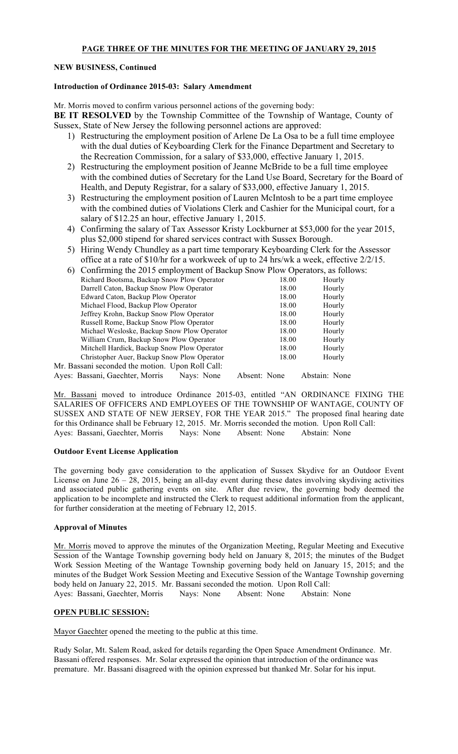**PAGE THREE OF THE MINUTES FOR THE MEETING OF JANUARY 29, 2015**

**NEW BUSINESS, Continued**

**Introduction of Ordinance 2015-03: Salary Amendment**

Mr. Morris moved to confirm various personnel actions of the governing body:

**BE IT RESOLVED** by the Township Committee of the Township of Wantage, County of Sussex, State of New Jersey the following personnel actions are approved:

1) Restructuring the employment position of Arlene De La Osa to be a full time employee with the dual duties of Keyboarding Clerk for the Finance Department and Secretary to the Recreation Commission, for a salary of $33,000, effective January 1, 2015.
2) Restructuring the employment position of Jeanne McBride to be a full time employee with the combined duties of Secretary for the Land Use Board, Secretary for the Board of Health, and Deputy Registrar, for a salary of $33,000, effective January 1, 2015.
3) Restructuring the employment position of Lauren McIntosh to be a part time employee with the combined duties of Violations Clerk and Cashier for the Municipal court, for a salary of $12.25 an hour, effective January 1, 2015.
4) Confirming the salary of Tax Assessor Kristy Lockburner at $53,000 for the year 2015, plus $2,000 stipend for shared services contract with Sussex Borough.
5) Hiring Wendy Chundley as a part time temporary Keyboarding Clerk for the Assessor office at a rate of $10/hr for a workweek of up to 24 hrs/wk a week, effective 2/2/15.
6) Confirming the 2015 employment of Backup Snow Plow Operators, as follows:

| | | |
|---|---|---|
| Richard Bootsma, Backup Snow Plow Operator | 18.00 | Hourly |
| Darrell Caton, Backup Snow Plow Operator | 18.00 | Hourly |
| Edward Caton, Backup Plow Operator | 18.00 | Hourly |
| Michael Flood, Backup Plow Operator | 18.00 | Hourly |
| Jeffrey Krohn, Backup Snow Plow Operator | 18.00 | Hourly |
| Russell Rome, Backup Snow Plow Operator | 18.00 | Hourly |
| Michael Wesloske, Backup Snow Plow Operator | 18.00 | Hourly |
| William Crum, Backup Snow Plow Operator | 18.00 | Hourly |
| Mitchell Hardick, Backup Snow Plow Operator | 18.00 | Hourly |
| Christopher Auer, Backup Snow Plow Operator | 18.00 | Hourly |

Mr. Bassani seconded the motion. Upon Roll Call:
Ayes: Bassani, Gaechter, Morris Nays: None Absent: None Abstain: None

Mr. Bassani moved to introduce Ordinance 2015-03, entitled "AN ORDINANCE FIXING THE SALARIES OF OFFICERS AND EMPLOYEES OF THE TOWNSHIP OF WANTAGE, COUNTY OF SUSSEX AND STATE OF NEW JERSEY, FOR THE YEAR 2015." The proposed final hearing date for this Ordinance shall be February 12, 2015. Mr. Morris seconded the motion. Upon Roll Call:
Ayes: Bassani, Gaechter, Morris Nays: None Absent: None Abstain: None

**Outdoor Event License Application**

The governing body gave consideration to the application of Sussex Skydive for an Outdoor Event License on June 26 – 28, 2015, being an all-day event during these dates involving skydiving activities and associated public gathering events on site. After due review, the governing body deemed the application to be incomplete and instructed the Clerk to request additional information from the applicant, for further consideration at the meeting of February 12, 2015.

**Approval of Minutes**

Mr. Morris moved to approve the minutes of the Organization Meeting, Regular Meeting and Executive Session of the Wantage Township governing body held on January 8, 2015; the minutes of the Budget Work Session Meeting of the Wantage Township governing body held on January 15, 2015; and the minutes of the Budget Work Session Meeting and Executive Session of the Wantage Township governing body held on January 22, 2015. Mr. Bassani seconded the motion. Upon Roll Call:
Ayes: Bassani, Gaechter, Morris Nays: None Absent: None Abstain: None

**OPEN PUBLIC SESSION:**

Mayor Gaechter opened the meeting to the public at this time.

Rudy Solar, Mt. Salem Road, asked for details regarding the Open Space Amendment Ordinance. Mr. Bassani offered responses. Mr. Solar expressed the opinion that introduction of the ordinance was premature. Mr. Bassani disagreed with the opinion expressed but thanked Mr. Solar for his input.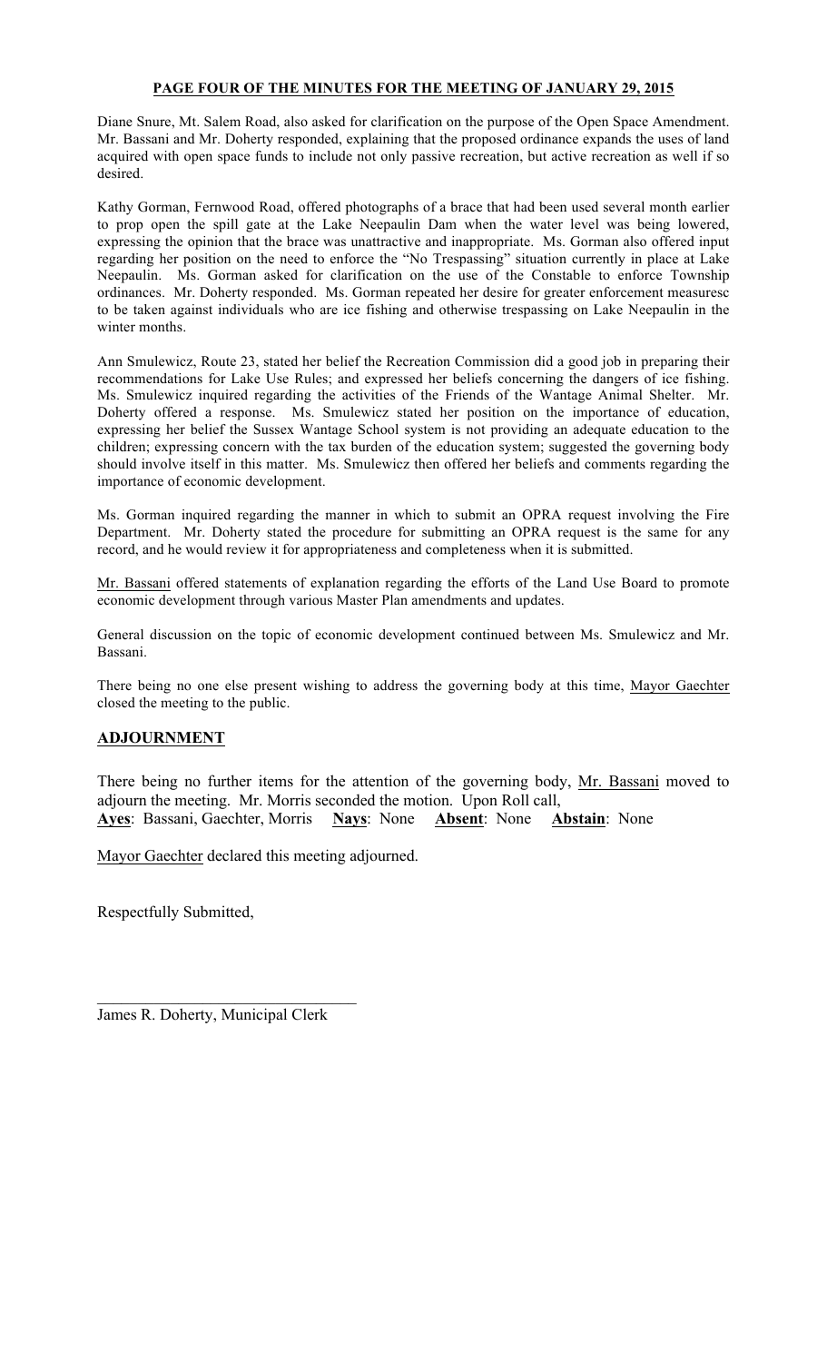**PAGE FOUR OF THE MINUTES FOR THE MEETING OF JANUARY 29, 2015**

Diane Snure, Mt. Salem Road, also asked for clarification on the purpose of the Open Space Amendment. Mr. Bassani and Mr. Doherty responded, explaining that the proposed ordinance expands the uses of land acquired with open space funds to include not only passive recreation, but active recreation as well if so desired.

Kathy Gorman, Fernwood Road, offered photographs of a brace that had been used several month earlier to prop open the spill gate at the Lake Neepaulin Dam when the water level was being lowered, expressing the opinion that the brace was unattractive and inappropriate. Ms. Gorman also offered input regarding her position on the need to enforce the "No Trespassing" situation currently in place at Lake Neepaulin. Ms. Gorman asked for clarification on the use of the Constable to enforce Township ordinances. Mr. Doherty responded. Ms. Gorman repeated her desire for greater enforcement measuresc to be taken against individuals who are ice fishing and otherwise trespassing on Lake Neepaulin in the winter months.

Ann Smulewicz, Route 23, stated her belief the Recreation Commission did a good job in preparing their recommendations for Lake Use Rules; and expressed her beliefs concerning the dangers of ice fishing. Ms. Smulewicz inquired regarding the activities of the Friends of the Wantage Animal Shelter. Mr. Doherty offered a response. Ms. Smulewicz stated her position on the importance of education, expressing her belief the Sussex Wantage School system is not providing an adequate education to the children; expressing concern with the tax burden of the education system; suggested the governing body should involve itself in this matter. Ms. Smulewicz then offered her beliefs and comments regarding the importance of economic development.

Ms. Gorman inquired regarding the manner in which to submit an OPRA request involving the Fire Department. Mr. Doherty stated the procedure for submitting an OPRA request is the same for any record, and he would review it for appropriateness and completeness when it is submitted.

Mr. Bassani offered statements of explanation regarding the efforts of the Land Use Board to promote economic development through various Master Plan amendments and updates.

General discussion on the topic of economic development continued between Ms. Smulewicz and Mr. Bassani.

There being no one else present wishing to address the governing body at this time, Mayor Gaechter closed the meeting to the public.

## ADJOURNMENT

There being no further items for the attention of the governing body, Mr. Bassani moved to adjourn the meeting. Mr. Morris seconded the motion. Upon Roll call,
**Ayes**: Bassani, Gaechter, Morris **Nays**: None **Absent**: None **Abstain**: None

Mayor Gaechter declared this meeting adjourned.

Respectfully Submitted,

\_\_\_\_\_\_\_\_\_\_\_\_\_\_\_\_\_\_\_\_\_\_\_\_\_\_\_\_\_\_\_\_
James R. Doherty, Municipal Clerk